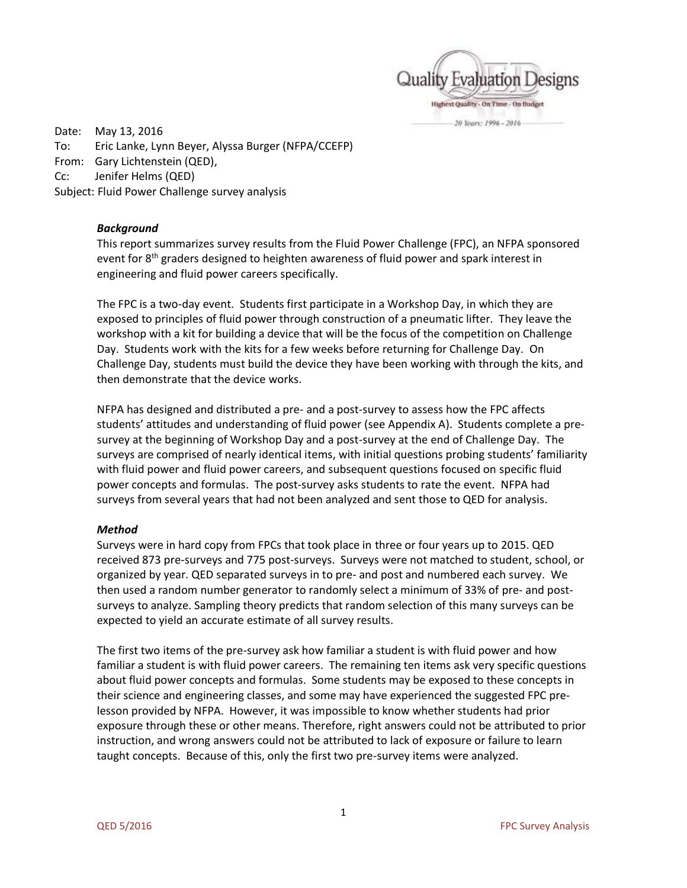Quality Evaluation Designs

Highest Quality · On Time · On Budget

20 Years: 1996 - 2016

Date: May 13, 2016

To: Eric Lanke, Lynn Beyer, Alyssa Burger (NFPA/CCEFP)

From: Gary Lichtenstein (QED),

Cc: Jenifer Helms (QED)

Subject: Fluid Power Challenge survey analysis

***Background***

This report summarizes survey results from the Fluid Power Challenge (FPC), an NFPA sponsored event for 8th graders designed to heighten awareness of fluid power and spark interest in engineering and fluid power careers specifically.

The FPC is a two-day event. Students first participate in a Workshop Day, in which they are exposed to principles of fluid power through construction of a pneumatic lifter. They leave the workshop with a kit for building a device that will be the focus of the competition on Challenge Day. Students work with the kits for a few weeks before returning for Challenge Day. On Challenge Day, students must build the device they have been working with through the kits, and then demonstrate that the device works.

NFPA has designed and distributed a pre- and a post-survey to assess how the FPC affects students' attitudes and understanding of fluid power (see Appendix A). Students complete a pre-survey at the beginning of Workshop Day and a post-survey at the end of Challenge Day. The surveys are comprised of nearly identical items, with initial questions probing students' familiarity with fluid power and fluid power careers, and subsequent questions focused on specific fluid power concepts and formulas. The post-survey asks students to rate the event. NFPA had surveys from several years that had not been analyzed and sent those to QED for analysis.

***Method***

Surveys were in hard copy from FPCs that took place in three or four years up to 2015. QED received 873 pre-surveys and 775 post-surveys. Surveys were not matched to student, school, or organized by year. QED separated surveys in to pre- and post and numbered each survey. We then used a random number generator to randomly select a minimum of 33% of pre- and post-surveys to analyze. Sampling theory predicts that random selection of this many surveys can be expected to yield an accurate estimate of all survey results.

The first two items of the pre-survey ask how familiar a student is with fluid power and how familiar a student is with fluid power careers. The remaining ten items ask very specific questions about fluid power concepts and formulas. Some students may be exposed to these concepts in their science and engineering classes, and some may have experienced the suggested FPC pre-lesson provided by NFPA. However, it was impossible to know whether students had prior exposure through these or other means. Therefore, right answers could not be attributed to prior instruction, and wrong answers could not be attributed to lack of exposure or failure to learn taught concepts. Because of this, only the first two pre-survey items were analyzed.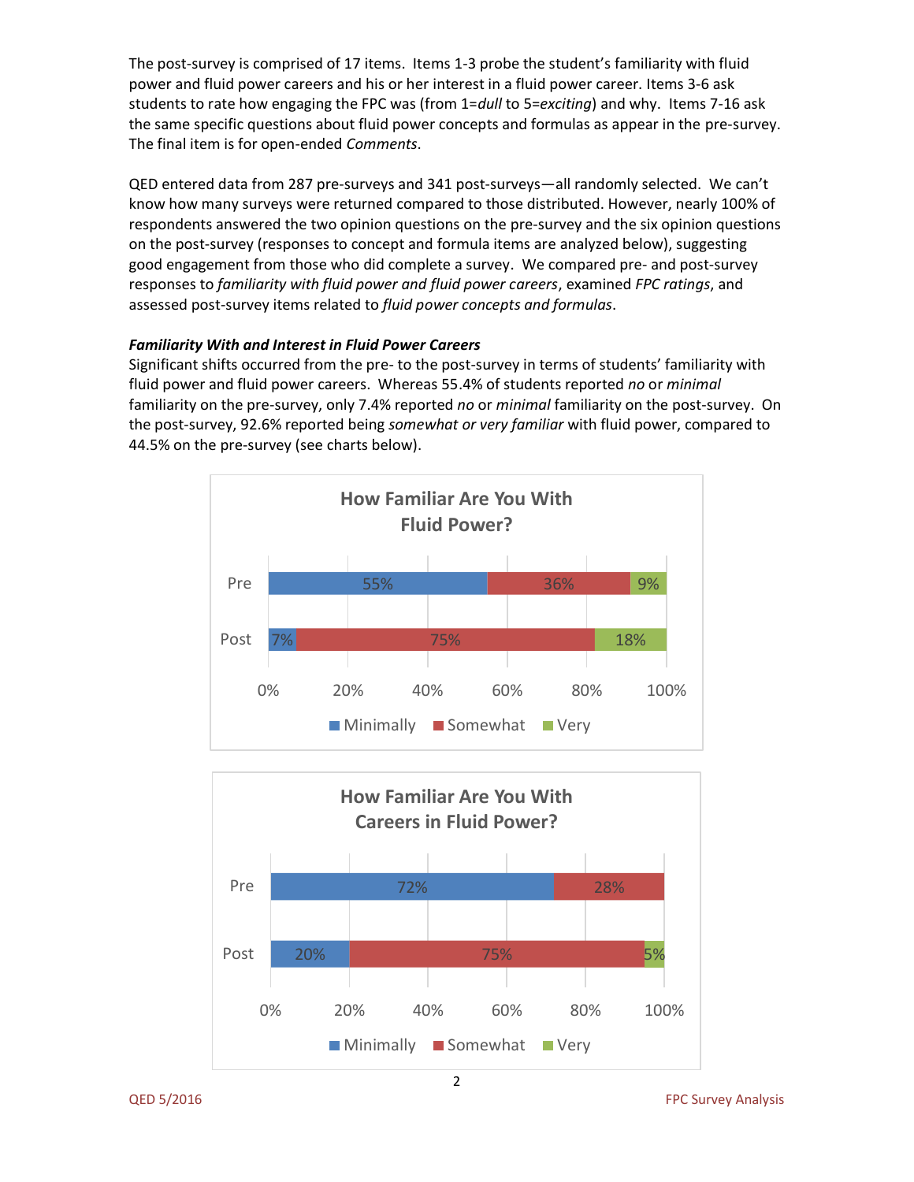The post-survey is comprised of 17 items. Items 1-3 probe the student's familiarity with fluid power and fluid power careers and his or her interest in a fluid power career. Items 3-6 ask students to rate how engaging the FPC was (from 1=*dull* to 5=*exciting*) and why. Items 7-16 ask the same specific questions about fluid power concepts and formulas as appear in the pre-survey. The final item is for open-ended *Comments*.

QED entered data from 287 pre-surveys and 341 post-surveys—all randomly selected. We can't know how many surveys were returned compared to those distributed. However, nearly 100% of respondents answered the two opinion questions on the pre-survey and the six opinion questions on the post-survey (responses to concept and formula items are analyzed below), suggesting good engagement from those who did complete a survey. We compared pre- and post-survey responses to *familiarity with fluid power and fluid power careers*, examined *FPC ratings*, and assessed post-survey items related to *fluid power concepts and formulas*.

***Familiarity With and Interest in Fluid Power Careers***

Significant shifts occurred from the pre- to the post-survey in terms of students' familiarity with fluid power and fluid power careers. Whereas 55.4% of students reported *no* or *minimal* familiarity on the pre-survey, only 7.4% reported *no* or *minimal* familiarity on the post-survey. On the post-survey, 92.6% reported being *somewhat or very familiar* with fluid power, compared to 44.5% on the pre-survey (see charts below).

**How Familiar Are You With Fluid Power?**

| | Minimally | Somewhat | Very |
|---|---|---|---|
| Pre | 55% | 36% | 9% |
| Post | 7% | 75% | 18% |

**How Familiar Are You With Careers in Fluid Power?**

| | Minimally | Somewhat | Very |
|---|---|---|---|
| Pre | 72% | 28% | |
| Post | 20% | 75% | 5% |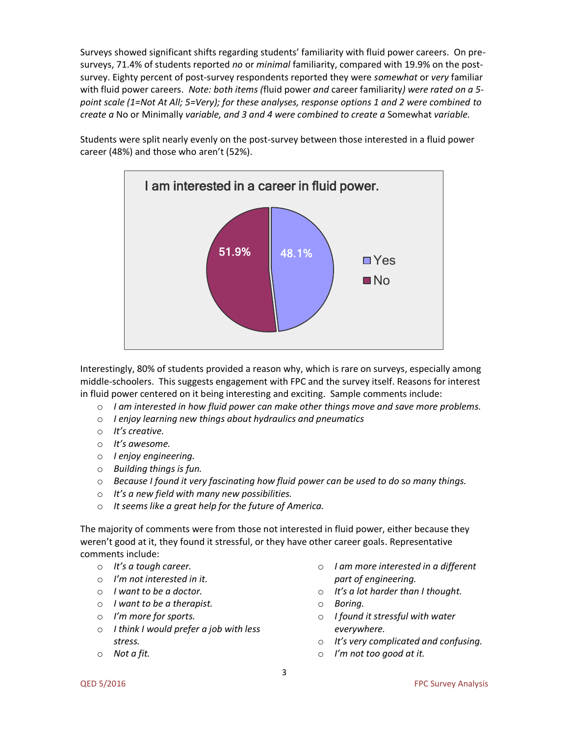Surveys showed significant shifts regarding students' familiarity with fluid power careers. On pre-surveys, 71.4% of students reported *no* or *minimal* familiarity, compared with 19.9% on the post-survey. Eighty percent of post-survey respondents reported they were *somewhat* or *very* familiar with fluid power careers. *Note: both items (*fluid power *and* career familiarity*) were rated on a 5-point scale (1=Not At All; 5=Very); for these analyses, response options 1 and 2 were combined to create a* No or Minimally *variable, and 3 and 4 were combined to create a* Somewhat *variable.*

Students were split nearly evenly on the post-survey between those interested in a fluid power career (48%) and those who aren't (52%).

I am interested in a career in fluid power.

| | |
|---|---|
| Yes | 48.1% |
| No | 51.9% |

Interestingly, 80% of students provided a reason why, which is rare on surveys, especially among middle-schoolers. This suggests engagement with FPC and the survey itself. Reasons for interest in fluid power centered on it being interesting and exciting. Sample comments include:

- *I am interested in how fluid power can make other things move and save more problems.*
- *I enjoy learning new things about hydraulics and pneumatics*
- *It's creative.*
- *It's awesome.*
- *I enjoy engineering.*
- *Building things is fun.*
- *Because I found it very fascinating how fluid power can be used to do so many things.*
- *It's a new field with many new possibilities.*
- *It seems like a great help for the future of America.*

The majority of comments were from those not interested in fluid power, either because they weren't good at it, they found it stressful, or they have other career goals. Representative comments include:

- *It's a tough career.*
- *I'm not interested in it.*
- *I want to be a doctor.*
- *I want to be a therapist.*
- *I'm more for sports.*
- *I think I would prefer a job with less stress.*
- *Not a fit.*
- *I am more interested in a different part of engineering.*
- *It's a lot harder than I thought.*
- *Boring.*
- *I found it stressful with water everywhere.*
- *It's very complicated and confusing.*
- *I'm not too good at it.*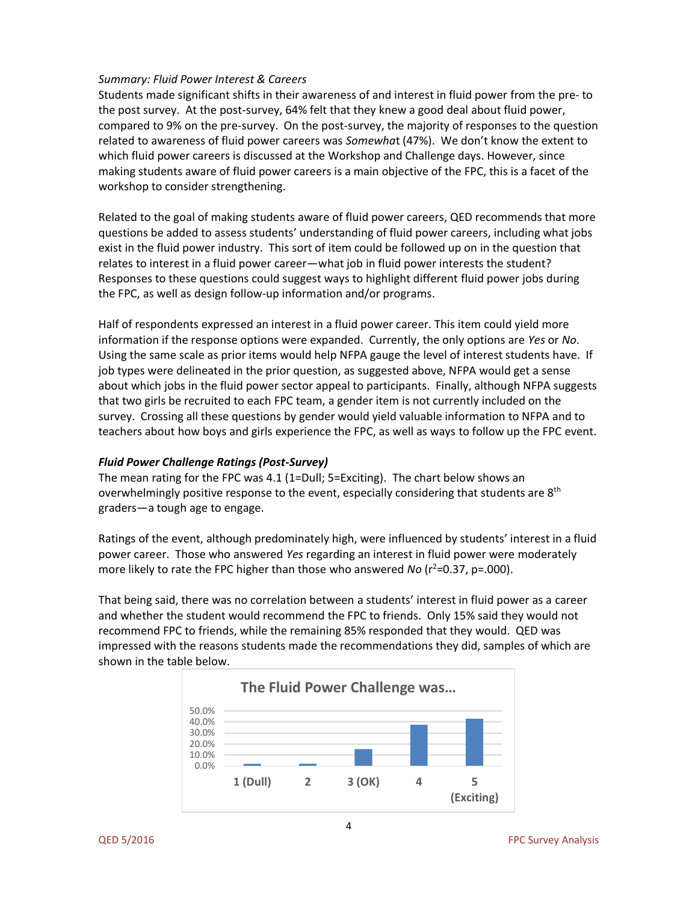*Summary: Fluid Power Interest & Careers*

Students made significant shifts in their awareness of and interest in fluid power from the pre- to the post survey. At the post-survey, 64% felt that they knew a good deal about fluid power, compared to 9% on the pre-survey. On the post-survey, the majority of responses to the question related to awareness of fluid power careers was *Somewhat* (47%). We don't know the extent to which fluid power careers is discussed at the Workshop and Challenge days. However, since making students aware of fluid power careers is a main objective of the FPC, this is a facet of the workshop to consider strengthening.

Related to the goal of making students aware of fluid power careers, QED recommends that more questions be added to assess students' understanding of fluid power careers, including what jobs exist in the fluid power industry. This sort of item could be followed up on in the question that relates to interest in a fluid power career—what job in fluid power interests the student? Responses to these questions could suggest ways to highlight different fluid power jobs during the FPC, as well as design follow-up information and/or programs.

Half of respondents expressed an interest in a fluid power career. This item could yield more information if the response options were expanded. Currently, the only options are *Yes* or *No*. Using the same scale as prior items would help NFPA gauge the level of interest students have. If job types were delineated in the prior question, as suggested above, NFPA would get a sense about which jobs in the fluid power sector appeal to participants. Finally, although NFPA suggests that two girls be recruited to each FPC team, a gender item is not currently included on the survey. Crossing all these questions by gender would yield valuable information to NFPA and to teachers about how boys and girls experience the FPC, as well as ways to follow up the FPC event.

***Fluid Power Challenge Ratings (Post-Survey)***

The mean rating for the FPC was 4.1 (1=Dull; 5=Exciting). The chart below shows an overwhelmingly positive response to the event, especially considering that students are 8th graders—a tough age to engage.

Ratings of the event, although predominately high, were influenced by students' interest in a fluid power career. Those who answered *Yes* regarding an interest in fluid power were moderately more likely to rate the FPC higher than those who answered *No* ($r^2$=0.37, p=.000).

That being said, there was no correlation between a students' interest in fluid power as a career and whether the student would recommend the FPC to friends. Only 15% said they would not recommend FPC to friends, while the remaining 85% responded that they would. QED was impressed with the reasons students made the recommendations they did, samples of which are shown in the table below.

**The Fluid Power Challenge was...**

| Rating | Percent (approx.) |
| --- | --- |
| 1 (Dull) | ~1% |
| 2 | ~1% |
| 3 (OK) | ~15% |
| 4 | ~37% |
| 5 (Exciting) | ~43% |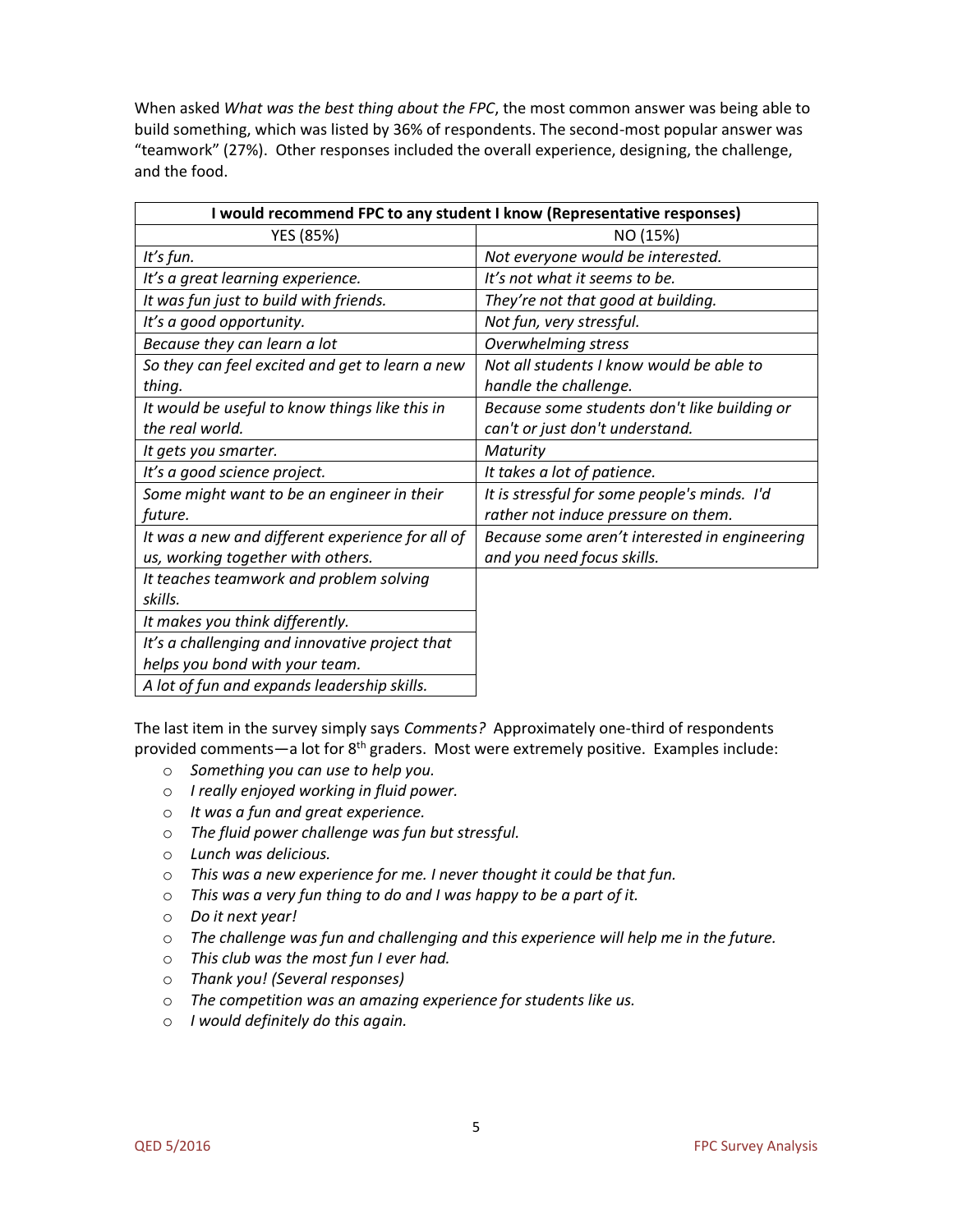When asked *What was the best thing about the FPC*, the most common answer was being able to build something, which was listed by 36% of respondents. The second-most popular answer was "teamwork" (27%). Other responses included the overall experience, designing, the challenge, and the food.

| I would recommend FPC to any student I know (Representative responses) | |
|---|---|
| YES (85%) | NO (15%) |
| *It's fun.* | *Not everyone would be interested.* |
| *It's a great learning experience.* | *It's not what it seems to be.* |
| *It was fun just to build with friends.* | *They're not that good at building.* |
| *It's a good opportunity.* | *Not fun, very stressful.* |
| *Because they can learn a lot* | *Overwhelming stress* |
| *So they can feel excited and get to learn a new thing.* | *Not all students I know would be able to handle the challenge.* |
| *It would be useful to know things like this in the real world.* | *Because some students don't like building or can't or just don't understand.* |
| *It gets you smarter.* | *Maturity* |
| *It's a good science project.* | *It takes a lot of patience.* |
| *Some might want to be an engineer in their future.* | *It is stressful for some people's minds. I'd rather not induce pressure on them.* |
| *It was a new and different experience for all of us, working together with others.* | *Because some aren't interested in engineering and you need focus skills.* |
| *It teaches teamwork and problem solving skills.* | |
| *It makes you think differently.* | |
| *It's a challenging and innovative project that helps you bond with your team.* | |
| *A lot of fun and expands leadership skills.* | |

The last item in the survey simply says *Comments?* Approximately one-third of respondents provided comments—a lot for 8th graders. Most were extremely positive. Examples include:

- *Something you can use to help you.*
- *I really enjoyed working in fluid power.*
- *It was a fun and great experience.*
- *The fluid power challenge was fun but stressful.*
- *Lunch was delicious.*
- *This was a new experience for me. I never thought it could be that fun.*
- *This was a very fun thing to do and I was happy to be a part of it.*
- *Do it next year!*
- *The challenge was fun and challenging and this experience will help me in the future.*
- *This club was the most fun I ever had.*
- *Thank you! (Several responses)*
- *The competition was an amazing experience for students like us.*
- *I would definitely do this again.*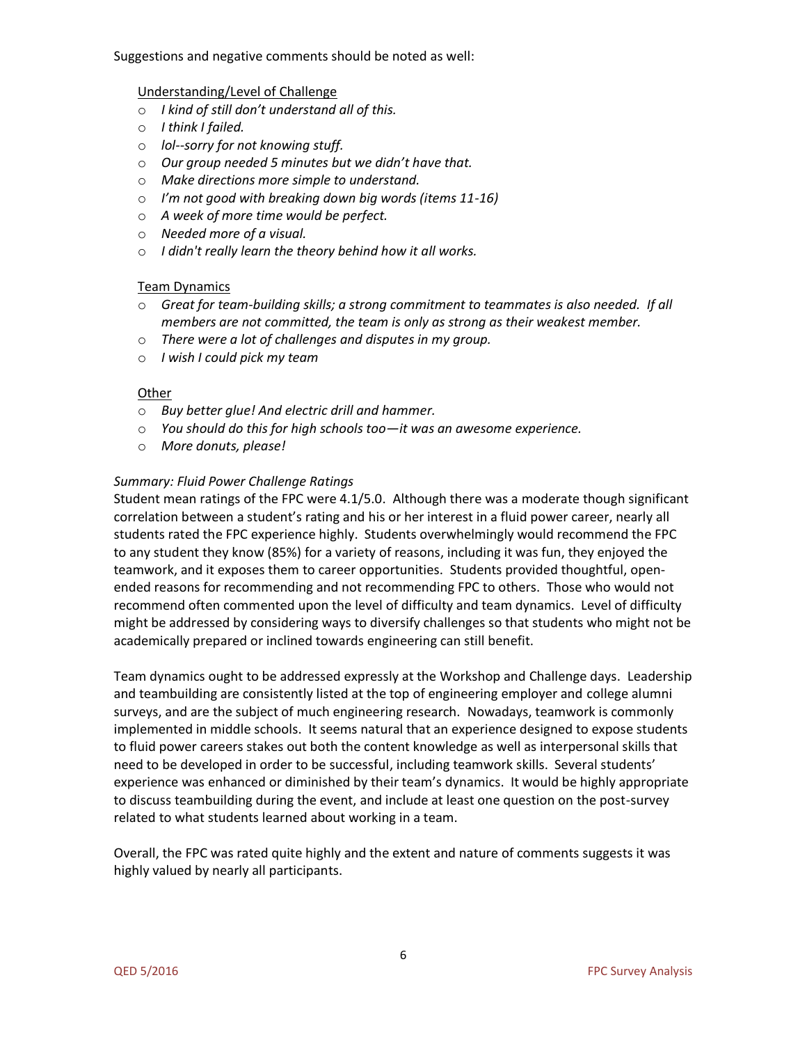Suggestions and negative comments should be noted as well:

Understanding/Level of Challenge

- *I kind of still don't understand all of this.*
- *I think I failed.*
- *lol--sorry for not knowing stuff.*
- *Our group needed 5 minutes but we didn't have that.*
- *Make directions more simple to understand.*
- *I'm not good with breaking down big words (items 11-16)*
- *A week of more time would be perfect.*
- *Needed more of a visual.*
- *I didn't really learn the theory behind how it all works.*

Team Dynamics

- *Great for team-building skills; a strong commitment to teammates is also needed. If all members are not committed, the team is only as strong as their weakest member.*
- *There were a lot of challenges and disputes in my group.*
- *I wish I could pick my team*

Other

- *Buy better glue! And electric drill and hammer.*
- *You should do this for high schools too—it was an awesome experience.*
- *More donuts, please!*

*Summary: Fluid Power Challenge Ratings*

Student mean ratings of the FPC were 4.1/5.0. Although there was a moderate though significant correlation between a student's rating and his or her interest in a fluid power career, nearly all students rated the FPC experience highly. Students overwhelmingly would recommend the FPC to any student they know (85%) for a variety of reasons, including it was fun, they enjoyed the teamwork, and it exposes them to career opportunities. Students provided thoughtful, open-ended reasons for recommending and not recommending FPC to others. Those who would not recommend often commented upon the level of difficulty and team dynamics. Level of difficulty might be addressed by considering ways to diversify challenges so that students who might not be academically prepared or inclined towards engineering can still benefit.

Team dynamics ought to be addressed expressly at the Workshop and Challenge days. Leadership and teambuilding are consistently listed at the top of engineering employer and college alumni surveys, and are the subject of much engineering research. Nowadays, teamwork is commonly implemented in middle schools. It seems natural that an experience designed to expose students to fluid power careers stakes out both the content knowledge as well as interpersonal skills that need to be developed in order to be successful, including teamwork skills. Several students' experience was enhanced or diminished by their team's dynamics. It would be highly appropriate to discuss teambuilding during the event, and include at least one question on the post-survey related to what students learned about working in a team.

Overall, the FPC was rated quite highly and the extent and nature of comments suggests it was highly valued by nearly all participants.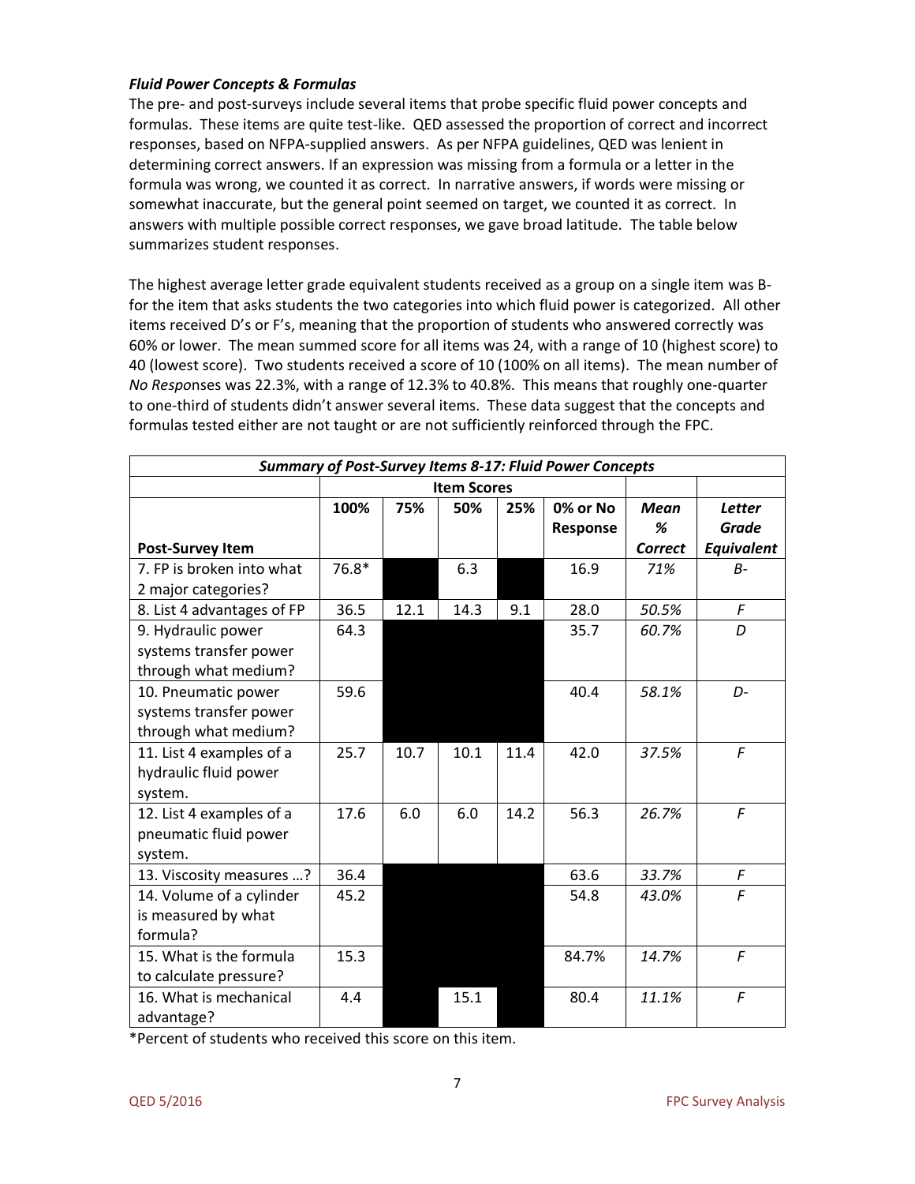### *Fluid Power Concepts & Formulas*

The pre- and post-surveys include several items that probe specific fluid power concepts and formulas. These items are quite test-like. QED assessed the proportion of correct and incorrect responses, based on NFPA-supplied answers. As per NFPA guidelines, QED was lenient in determining correct answers. If an expression was missing from a formula or a letter in the formula was wrong, we counted it as correct. In narrative answers, if words were missing or somewhat inaccurate, but the general point seemed on target, we counted it as correct. In answers with multiple possible correct responses, we gave broad latitude. The table below summarizes student responses.

The highest average letter grade equivalent students received as a group on a single item was B- for the item that asks students the two categories into which fluid power is categorized. All other items received D's or F's, meaning that the proportion of students who answered correctly was 60% or lower. The mean summed score for all items was 24, with a range of 10 (highest score) to 40 (lowest score). Two students received a score of 10 (100% on all items). The mean number of *No Responses* was 22.3%, with a range of 12.3% to 40.8%. This means that roughly one-quarter to one-third of students didn't answer several items. These data suggest that the concepts and formulas tested either are not taught or are not sufficiently reinforced through the FPC.

| ***Summary of Post-Survey Items 8-17: Fluid Power Concepts*** | | | | | | | |
|---|---|---|---|---|---|---|---|
| | **Item Scores** | | | | | | |
| **Post-Survey Item** | **100%** | **75%** | **50%** | **25%** | **0% or No Response** | ***Mean % Correct*** | ***Letter Grade Equivalent*** |
| 7. FP is broken into what 2 major categories? | 76.8* | | 6.3 | | 16.9 | *71%* | *B-* |
| 8. List 4 advantages of FP | 36.5 | 12.1 | 14.3 | 9.1 | 28.0 | *50.5%* | *F* |
| 9. Hydraulic power systems transfer power through what medium? | 64.3 | | | | 35.7 | *60.7%* | *D* |
| 10. Pneumatic power systems transfer power through what medium? | 59.6 | | | | 40.4 | *58.1%* | *D-* |
| 11. List 4 examples of a hydraulic fluid power system. | 25.7 | 10.7 | 10.1 | 11.4 | 42.0 | *37.5%* | *F* |
| 12. List 4 examples of a pneumatic fluid power system. | 17.6 | 6.0 | 6.0 | 14.2 | 56.3 | *26.7%* | *F* |
| 13. Viscosity measures …? | 36.4 | | | | 63.6 | *33.7%* | *F* |
| 14. Volume of a cylinder is measured by what formula? | 45.2 | | | | 54.8 | *43.0%* | *F* |
| 15. What is the formula to calculate pressure? | 15.3 | | | | 84.7% | *14.7%* | *F* |
| 16. What is mechanical advantage? | 4.4 | | 15.1 | | 80.4 | *11.1%* | *F* |

*Percent of students who received this score on this item.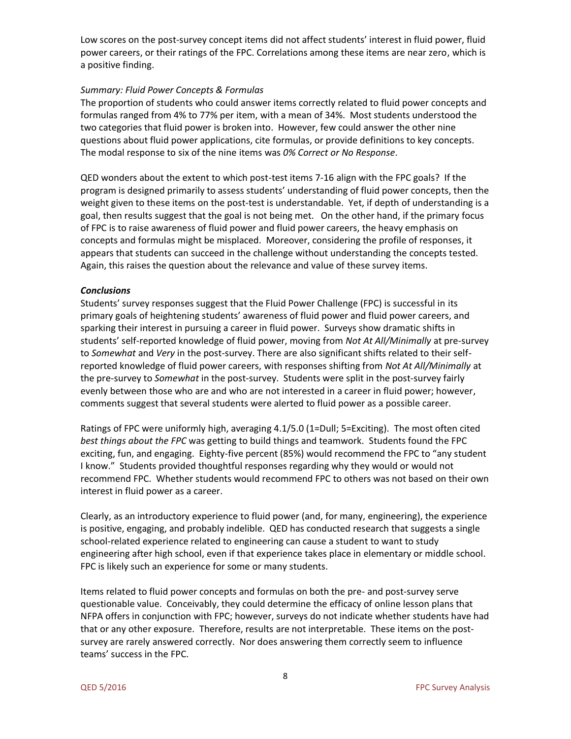Low scores on the post-survey concept items did not affect students' interest in fluid power, fluid power careers, or their ratings of the FPC. Correlations among these items are near zero, which is a positive finding.

*Summary: Fluid Power Concepts & Formulas*

The proportion of students who could answer items correctly related to fluid power concepts and formulas ranged from 4% to 77% per item, with a mean of 34%. Most students understood the two categories that fluid power is broken into. However, few could answer the other nine questions about fluid power applications, cite formulas, or provide definitions to key concepts. The modal response to six of the nine items was *0% Correct or No Response*.

QED wonders about the extent to which post-test items 7-16 align with the FPC goals? If the program is designed primarily to assess students' understanding of fluid power concepts, then the weight given to these items on the post-test is understandable. Yet, if depth of understanding is a goal, then results suggest that the goal is not being met. On the other hand, if the primary focus of FPC is to raise awareness of fluid power and fluid power careers, the heavy emphasis on concepts and formulas might be misplaced. Moreover, considering the profile of responses, it appears that students can succeed in the challenge without understanding the concepts tested. Again, this raises the question about the relevance and value of these survey items.

***Conclusions***

Students' survey responses suggest that the Fluid Power Challenge (FPC) is successful in its primary goals of heightening students' awareness of fluid power and fluid power careers, and sparking their interest in pursuing a career in fluid power. Surveys show dramatic shifts in students' self-reported knowledge of fluid power, moving from *Not At All/Minimally* at pre-survey to *Somewhat* and *Very* in the post-survey. There are also significant shifts related to their self-reported knowledge of fluid power careers, with responses shifting from *Not At All/Minimally* at the pre-survey to *Somewhat* in the post-survey. Students were split in the post-survey fairly evenly between those who are and who are not interested in a career in fluid power; however, comments suggest that several students were alerted to fluid power as a possible career.

Ratings of FPC were uniformly high, averaging 4.1/5.0 (1=Dull; 5=Exciting). The most often cited *best things about the FPC* was getting to build things and teamwork. Students found the FPC exciting, fun, and engaging. Eighty-five percent (85%) would recommend the FPC to "any student I know." Students provided thoughtful responses regarding why they would or would not recommend FPC. Whether students would recommend FPC to others was not based on their own interest in fluid power as a career.

Clearly, as an introductory experience to fluid power (and, for many, engineering), the experience is positive, engaging, and probably indelible. QED has conducted research that suggests a single school-related experience related to engineering can cause a student to want to study engineering after high school, even if that experience takes place in elementary or middle school. FPC is likely such an experience for some or many students.

Items related to fluid power concepts and formulas on both the pre- and post-survey serve questionable value. Conceivably, they could determine the efficacy of online lesson plans that NFPA offers in conjunction with FPC; however, surveys do not indicate whether students have had that or any other exposure. Therefore, results are not interpretable. These items on the post-survey are rarely answered correctly. Nor does answering them correctly seem to influence teams' success in the FPC.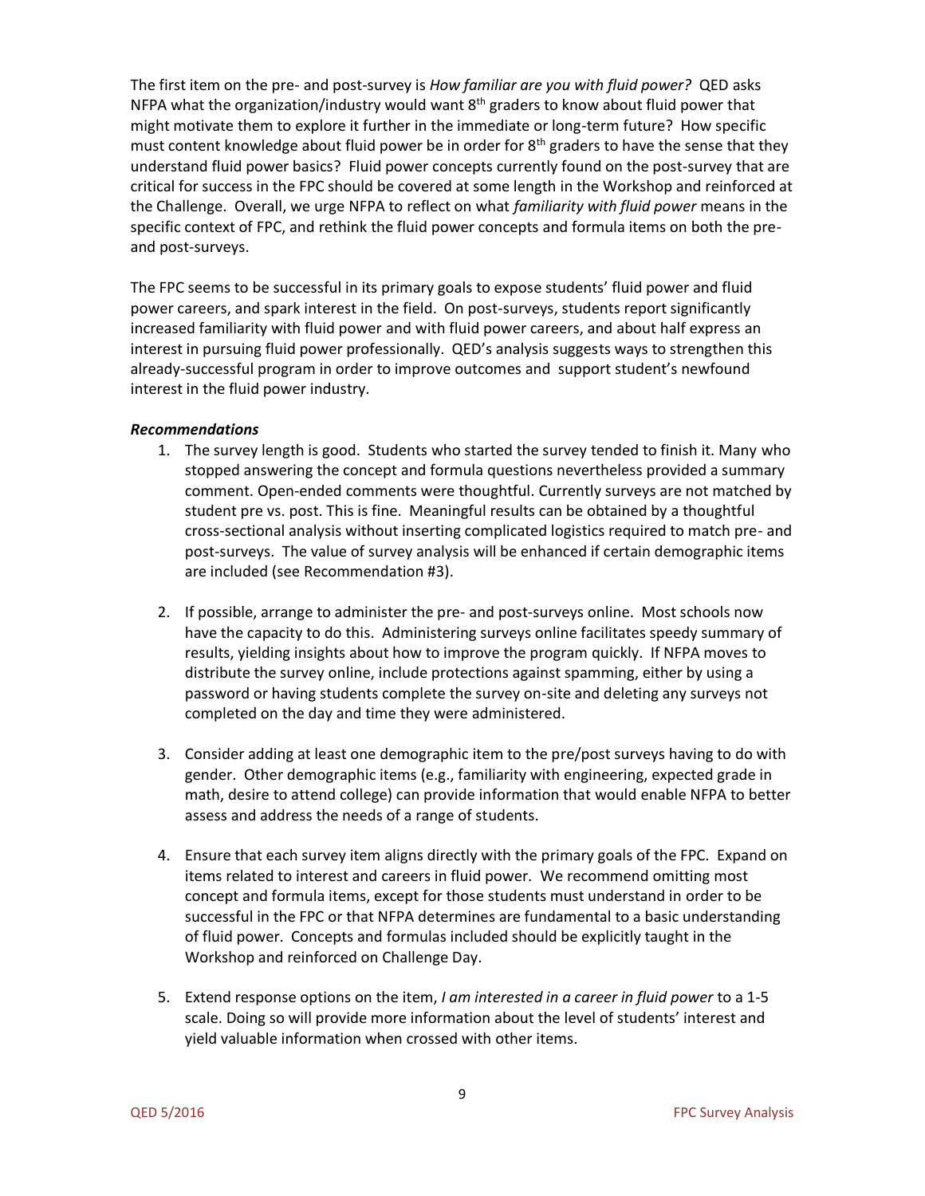The first item on the pre- and post-survey is *How familiar are you with fluid power?* QED asks NFPA what the organization/industry would want 8th graders to know about fluid power that might motivate them to explore it further in the immediate or long-term future? How specific must content knowledge about fluid power be in order for 8th graders to have the sense that they understand fluid power basics? Fluid power concepts currently found on the post-survey that are critical for success in the FPC should be covered at some length in the Workshop and reinforced at the Challenge. Overall, we urge NFPA to reflect on what *familiarity with fluid power* means in the specific context of FPC, and rethink the fluid power concepts and formula items on both the pre- and post-surveys.

The FPC seems to be successful in its primary goals to expose students' fluid power and fluid power careers, and spark interest in the field. On post-surveys, students report significantly increased familiarity with fluid power and with fluid power careers, and about half express an interest in pursuing fluid power professionally. QED's analysis suggests ways to strengthen this already-successful program in order to improve outcomes and support student's newfound interest in the fluid power industry.

***Recommendations***

1. The survey length is good. Students who started the survey tended to finish it. Many who stopped answering the concept and formula questions nevertheless provided a summary comment. Open-ended comments were thoughtful. Currently surveys are not matched by student pre vs. post. This is fine. Meaningful results can be obtained by a thoughtful cross-sectional analysis without inserting complicated logistics required to match pre- and post-surveys. The value of survey analysis will be enhanced if certain demographic items are included (see Recommendation #3).

2. If possible, arrange to administer the pre- and post-surveys online. Most schools now have the capacity to do this. Administering surveys online facilitates speedy summary of results, yielding insights about how to improve the program quickly. If NFPA moves to distribute the survey online, include protections against spamming, either by using a password or having students complete the survey on-site and deleting any surveys not completed on the day and time they were administered.

3. Consider adding at least one demographic item to the pre/post surveys having to do with gender. Other demographic items (e.g., familiarity with engineering, expected grade in math, desire to attend college) can provide information that would enable NFPA to better assess and address the needs of a range of students.

4. Ensure that each survey item aligns directly with the primary goals of the FPC. Expand on items related to interest and careers in fluid power. We recommend omitting most concept and formula items, except for those students must understand in order to be successful in the FPC or that NFPA determines are fundamental to a basic understanding of fluid power. Concepts and formulas included should be explicitly taught in the Workshop and reinforced on Challenge Day.

5. Extend response options on the item, *I am interested in a career in fluid power* to a 1-5 scale. Doing so will provide more information about the level of students' interest and yield valuable information when crossed with other items.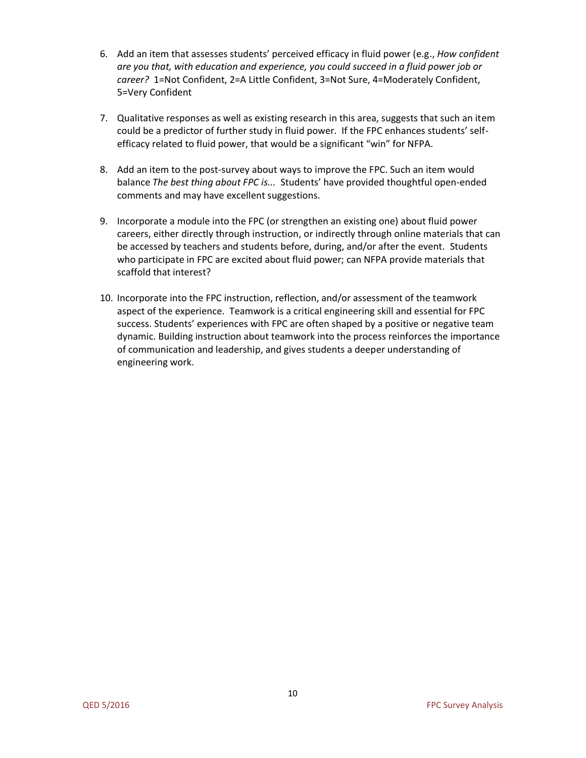6. Add an item that assesses students' perceived efficacy in fluid power (e.g., *How confident are you that, with education and experience, you could succeed in a fluid power job or career?* 1=Not Confident, 2=A Little Confident, 3=Not Sure, 4=Moderately Confident, 5=Very Confident

7. Qualitative responses as well as existing research in this area, suggests that such an item could be a predictor of further study in fluid power. If the FPC enhances students' self-efficacy related to fluid power, that would be a significant "win" for NFPA.

8. Add an item to the post-survey about ways to improve the FPC. Such an item would balance *The best thing about FPC is...* Students' have provided thoughtful open-ended comments and may have excellent suggestions.

9. Incorporate a module into the FPC (or strengthen an existing one) about fluid power careers, either directly through instruction, or indirectly through online materials that can be accessed by teachers and students before, during, and/or after the event. Students who participate in FPC are excited about fluid power; can NFPA provide materials that scaffold that interest?

10. Incorporate into the FPC instruction, reflection, and/or assessment of the teamwork aspect of the experience. Teamwork is a critical engineering skill and essential for FPC success. Students' experiences with FPC are often shaped by a positive or negative team dynamic. Building instruction about teamwork into the process reinforces the importance of communication and leadership, and gives students a deeper understanding of engineering work.